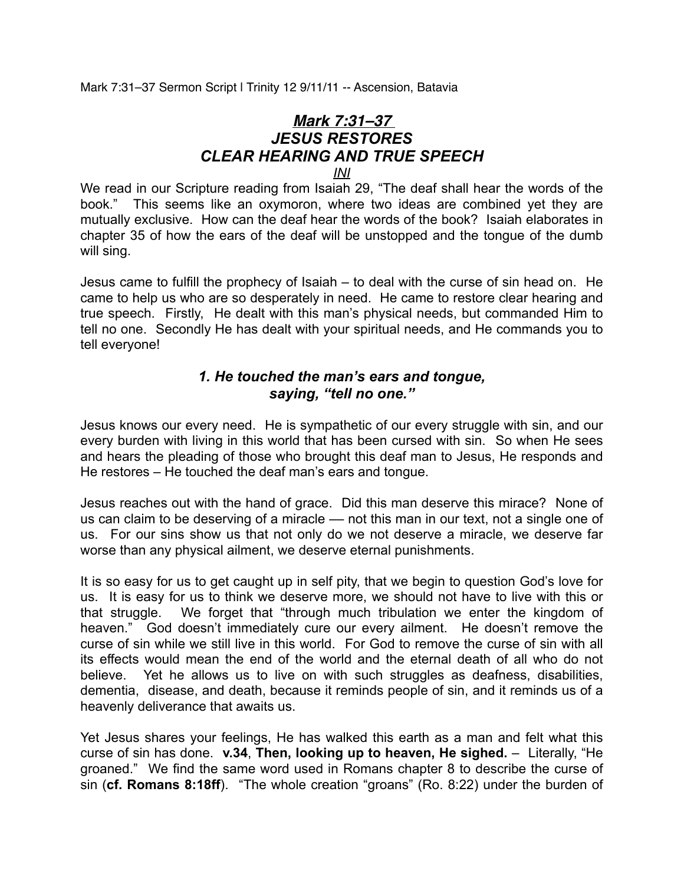Mark 7:31–37 Sermon Script | Trinity 12 9/11/11 -- Ascension, Batavia

# *Mark 7:31–37*
# *JESUS RESTORES*
# *CLEAR HEARING AND TRUE SPEECH*

*INI*

We read in our Scripture reading from Isaiah 29, "The deaf shall hear the words of the book." This seems like an oxymoron, where two ideas are combined yet they are mutually exclusive. How can the deaf hear the words of the book? Isaiah elaborates in chapter 35 of how the ears of the deaf will be unstopped and the tongue of the dumb will sing.

Jesus came to fulfill the prophecy of Isaiah – to deal with the curse of sin head on. He came to help us who are so desperately in need. He came to restore clear hearing and true speech. Firstly, He dealt with this man's physical needs, but commanded Him to tell no one. Secondly He has dealt with your spiritual needs, and He commands you to tell everyone!

## *1. He touched the man's ears and tongue, saying, "tell no one."*

Jesus knows our every need. He is sympathetic of our every struggle with sin, and our every burden with living in this world that has been cursed with sin. So when He sees and hears the pleading of those who brought this deaf man to Jesus, He responds and He restores – He touched the deaf man's ears and tongue.

Jesus reaches out with the hand of grace. Did this man deserve this mirace? None of us can claim to be deserving of a miracle — not this man in our text, not a single one of us. For our sins show us that not only do we not deserve a miracle, we deserve far worse than any physical ailment, we deserve eternal punishments.

It is so easy for us to get caught up in self pity, that we begin to question God's love for us. It is easy for us to think we deserve more, we should not have to live with this or that struggle. We forget that "through much tribulation we enter the kingdom of heaven." God doesn't immediately cure our every ailment. He doesn't remove the curse of sin while we still live in this world. For God to remove the curse of sin with all its effects would mean the end of the world and the eternal death of all who do not believe. Yet he allows us to live on with such struggles as deafness, disabilities, dementia, disease, and death, because it reminds people of sin, and it reminds us of a heavenly deliverance that awaits us.

Yet Jesus shares your feelings, He has walked this earth as a man and felt what this curse of sin has done. **v.34**, **Then, looking up to heaven, He sighed.** – Literally, "He groaned." We find the same word used in Romans chapter 8 to describe the curse of sin (**cf. Romans 8:18ff**). "The whole creation "groans" (Ro. 8:22) under the burden of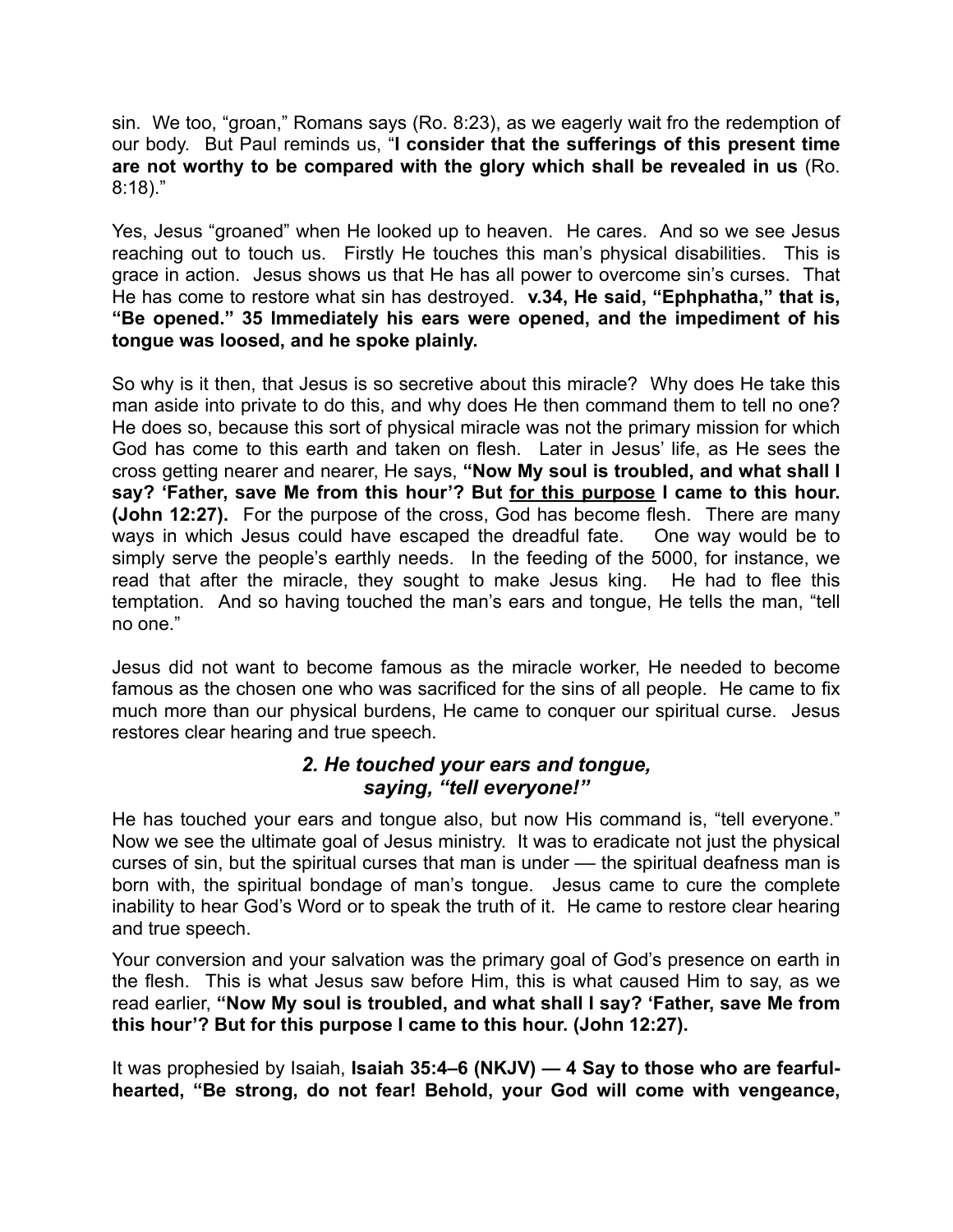sin. We too, "groan," Romans says (Ro. 8:23), as we eagerly wait fro the redemption of our body. But Paul reminds us, "**I consider that the sufferings of this present time are not worthy to be compared with the glory which shall be revealed in us** (Ro. 8:18)."

Yes, Jesus "groaned" when He looked up to heaven. He cares. And so we see Jesus reaching out to touch us. Firstly He touches this man's physical disabilities. This is grace in action. Jesus shows us that He has all power to overcome sin's curses. That He has come to restore what sin has destroyed. **v.34, He said, "Ephphatha," that is, "Be opened." 35 Immediately his ears were opened, and the impediment of his tongue was loosed, and he spoke plainly.**

So why is it then, that Jesus is so secretive about this miracle? Why does He take this man aside into private to do this, and why does He then command them to tell no one? He does so, because this sort of physical miracle was not the primary mission for which God has come to this earth and taken on flesh. Later in Jesus' life, as He sees the cross getting nearer and nearer, He says, **"Now My soul is troubled, and what shall I say? 'Father, save Me from this hour'? But <u>for this purpose</u> I came to this hour. (John 12:27).** For the purpose of the cross, God has become flesh. There are many ways in which Jesus could have escaped the dreadful fate. One way would be to simply serve the people's earthly needs. In the feeding of the 5000, for instance, we read that after the miracle, they sought to make Jesus king. He had to flee this temptation. And so having touched the man's ears and tongue, He tells the man, "tell no one."

Jesus did not want to become famous as the miracle worker, He needed to become famous as the chosen one who was sacrificed for the sins of all people. He came to fix much more than our physical burdens, He came to conquer our spiritual curse. Jesus restores clear hearing and true speech.

### *2. He touched your ears and tongue, saying, "tell everyone!"*

He has touched your ears and tongue also, but now His command is, "tell everyone." Now we see the ultimate goal of Jesus ministry. It was to eradicate not just the physical curses of sin, but the spiritual curses that man is under — the spiritual deafness man is born with, the spiritual bondage of man's tongue. Jesus came to cure the complete inability to hear God's Word or to speak the truth of it. He came to restore clear hearing and true speech.

Your conversion and your salvation was the primary goal of God's presence on earth in the flesh. This is what Jesus saw before Him, this is what caused Him to say, as we read earlier, **"Now My soul is troubled, and what shall I say? 'Father, save Me from this hour'? But for this purpose I came to this hour. (John 12:27).**

It was prophesied by Isaiah, **Isaiah 35:4–6 (NKJV) — 4 Say to those who are fearful-hearted, "Be strong, do not fear! Behold, your God will come with vengeance,**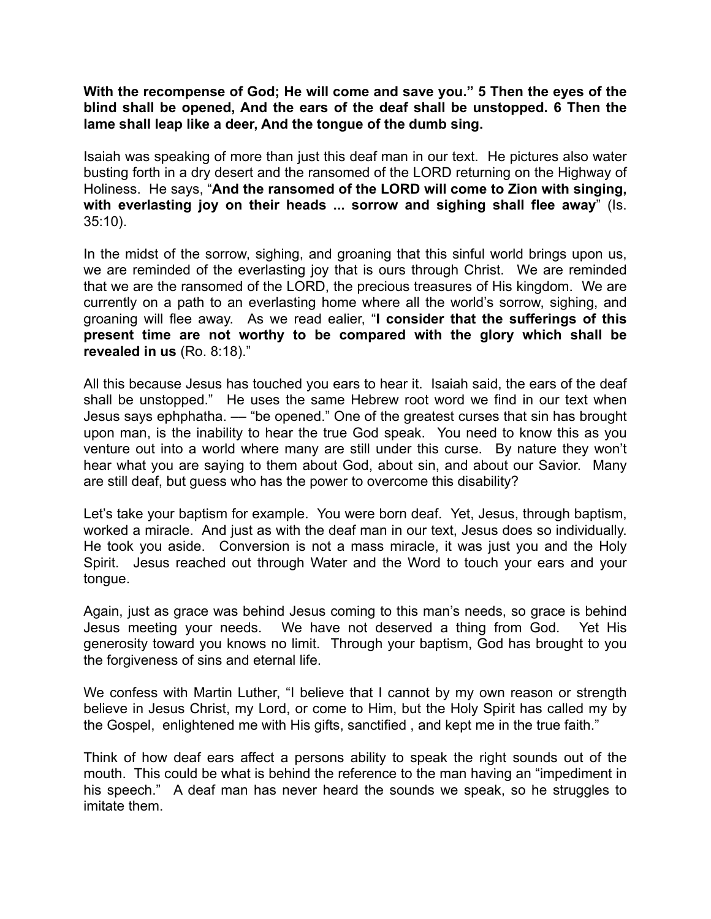**With the recompense of God; He will come and save you." 5 Then the eyes of the blind shall be opened, And the ears of the deaf shall be unstopped. 6 Then the lame shall leap like a deer, And the tongue of the dumb sing.**

Isaiah was speaking of more than just this deaf man in our text. He pictures also water busting forth in a dry desert and the ransomed of the LORD returning on the Highway of Holiness. He says, "**And the ransomed of the LORD will come to Zion with singing, with everlasting joy on their heads ... sorrow and sighing shall flee away**" (Is. 35:10).

In the midst of the sorrow, sighing, and groaning that this sinful world brings upon us, we are reminded of the everlasting joy that is ours through Christ. We are reminded that we are the ransomed of the LORD, the precious treasures of His kingdom. We are currently on a path to an everlasting home where all the world's sorrow, sighing, and groaning will flee away. As we read ealier, "**I consider that the sufferings of this present time are not worthy to be compared with the glory which shall be revealed in us** (Ro. 8:18)."

All this because Jesus has touched you ears to hear it. Isaiah said, the ears of the deaf shall be unstopped." He uses the same Hebrew root word we find in our text when Jesus says ephphatha. — "be opened." One of the greatest curses that sin has brought upon man, is the inability to hear the true God speak. You need to know this as you venture out into a world where many are still under this curse. By nature they won't hear what you are saying to them about God, about sin, and about our Savior. Many are still deaf, but guess who has the power to overcome this disability?

Let's take your baptism for example. You were born deaf. Yet, Jesus, through baptism, worked a miracle. And just as with the deaf man in our text, Jesus does so individually. He took you aside. Conversion is not a mass miracle, it was just you and the Holy Spirit. Jesus reached out through Water and the Word to touch your ears and your tongue.

Again, just as grace was behind Jesus coming to this man's needs, so grace is behind Jesus meeting your needs. We have not deserved a thing from God. Yet His generosity toward you knows no limit. Through your baptism, God has brought to you the forgiveness of sins and eternal life.

We confess with Martin Luther, "I believe that I cannot by my own reason or strength believe in Jesus Christ, my Lord, or come to Him, but the Holy Spirit has called my by the Gospel, enlightened me with His gifts, sanctified , and kept me in the true faith."

Think of how deaf ears affect a persons ability to speak the right sounds out of the mouth. This could be what is behind the reference to the man having an "impediment in his speech." A deaf man has never heard the sounds we speak, so he struggles to imitate them.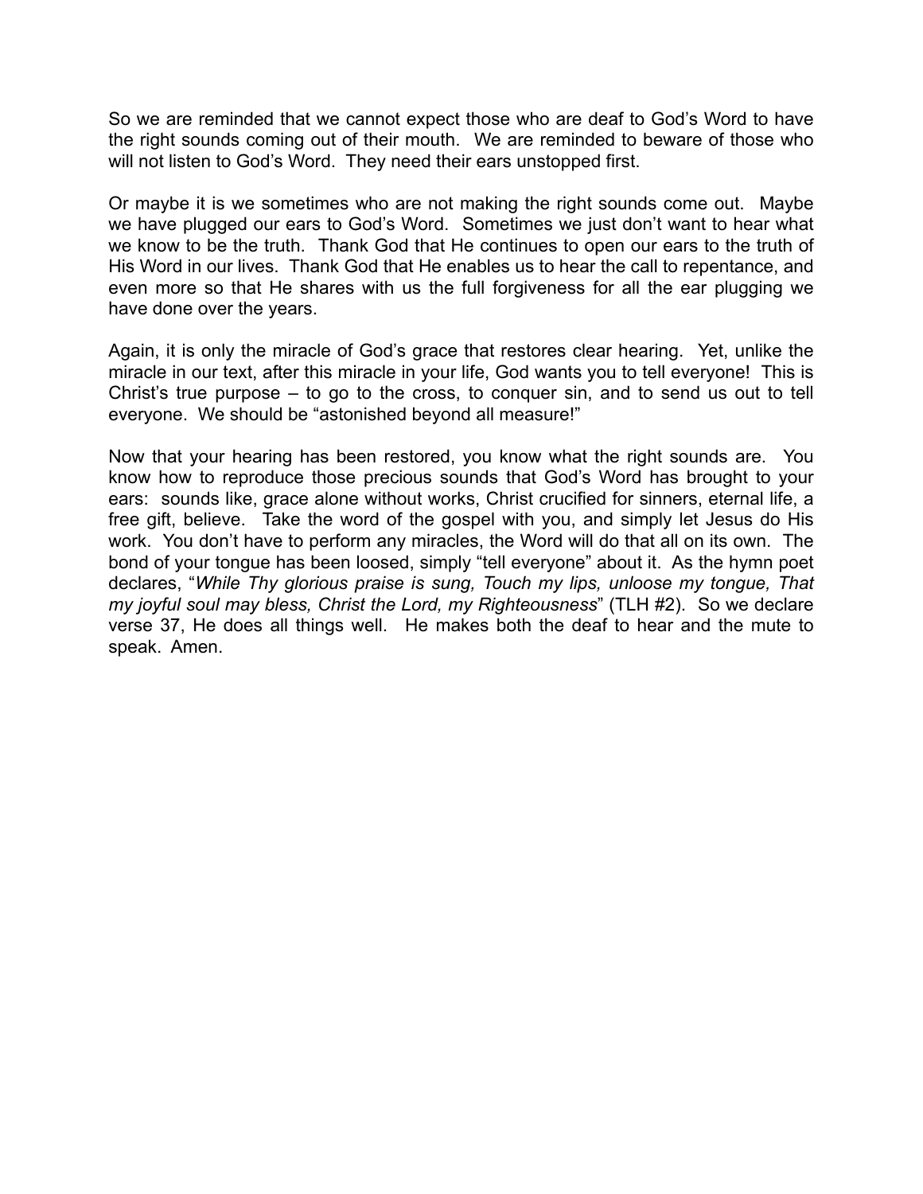So we are reminded that we cannot expect those who are deaf to God's Word to have the right sounds coming out of their mouth. We are reminded to beware of those who will not listen to God's Word. They need their ears unstopped first.

Or maybe it is we sometimes who are not making the right sounds come out. Maybe we have plugged our ears to God's Word. Sometimes we just don't want to hear what we know to be the truth. Thank God that He continues to open our ears to the truth of His Word in our lives. Thank God that He enables us to hear the call to repentance, and even more so that He shares with us the full forgiveness for all the ear plugging we have done over the years.

Again, it is only the miracle of God's grace that restores clear hearing. Yet, unlike the miracle in our text, after this miracle in your life, God wants you to tell everyone! This is Christ's true purpose – to go to the cross, to conquer sin, and to send us out to tell everyone. We should be "astonished beyond all measure!"

Now that your hearing has been restored, you know what the right sounds are. You know how to reproduce those precious sounds that God's Word has brought to your ears: sounds like, grace alone without works, Christ crucified for sinners, eternal life, a free gift, believe. Take the word of the gospel with you, and simply let Jesus do His work. You don't have to perform any miracles, the Word will do that all on its own. The bond of your tongue has been loosed, simply "tell everyone" about it. As the hymn poet declares, "*While Thy glorious praise is sung, Touch my lips, unloose my tongue, That my joyful soul may bless, Christ the Lord, my Righteousness*" (TLH #2). So we declare verse 37, He does all things well. He makes both the deaf to hear and the mute to speak. Amen.